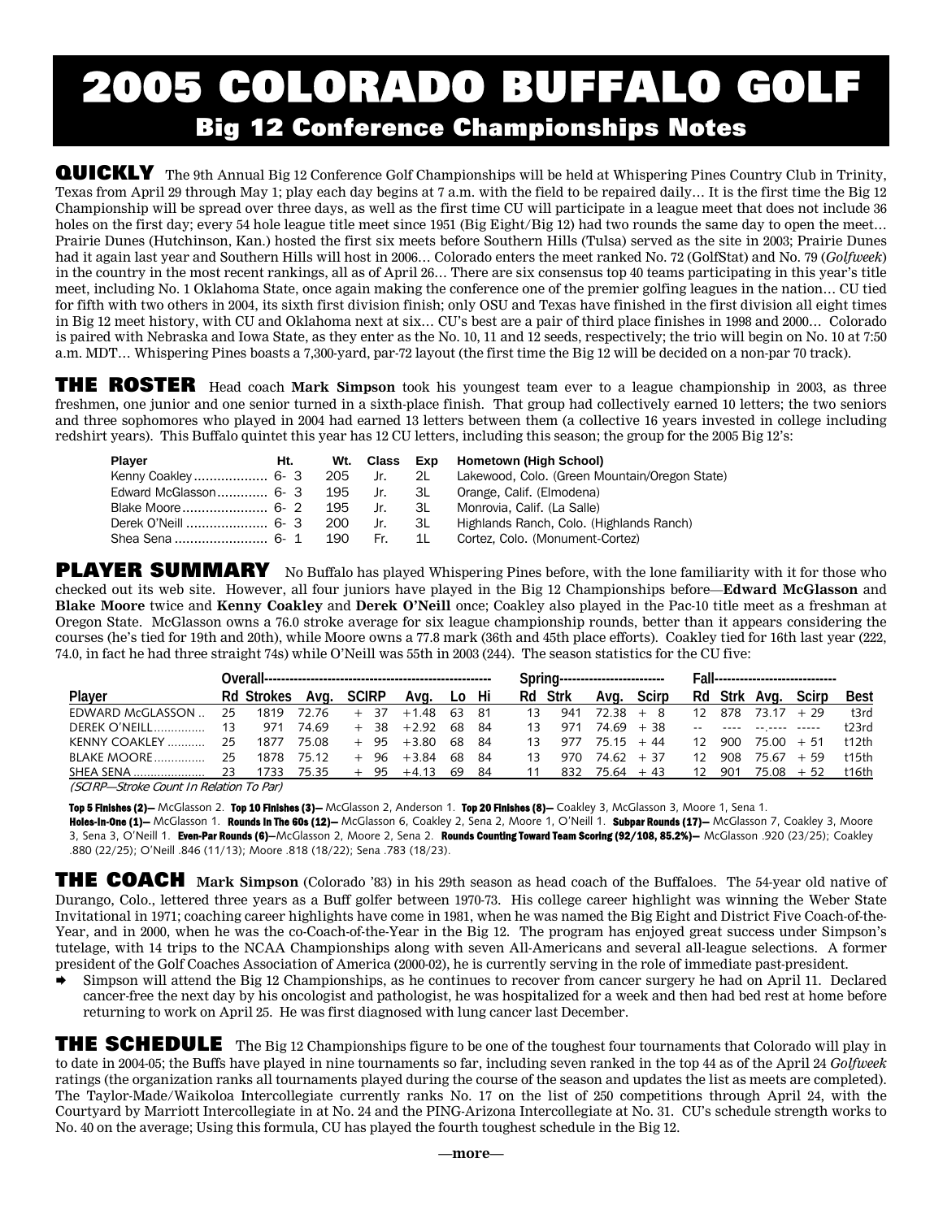# 2005 COLORADO BUFFALO GOLF

## Big 12 Conference Championships Notes

**QUICKLY** The 9th Annual Big 12 Conference Golf Championships will be held at Whispering Pines Country Club in Trinity, Texas from April 29 through May 1; play each day begins at 7 a.m. with the field to be repaired daily… It is the first time the Big 12 Championship will be spread over three days, as well as the first time CU will participate in a league meet that does not include 36 holes on the first day; every 54 hole league title meet since 1951 (Big Eight/Big 12) had two rounds the same day to open the meet… Prairie Dunes (Hutchinson, Kan.) hosted the first six meets before Southern Hills (Tulsa) served as the site in 2003; Prairie Dunes had it again last year and Southern Hills will host in 2006… Colorado enters the meet ranked No. 72 (GolfStat) and No. 79 (*Golfweek*) in the country in the most recent rankings, all as of April 26… There are six consensus top 40 teams participating in this year's title meet, including No. 1 Oklahoma State, once again making the conference one of the premier golfing leagues in the nation… CU tied for fifth with two others in 2004, its sixth first division finish; only OSU and Texas have finished in the first division all eight times in Big 12 meet history, with CU and Oklahoma next at six… CU's best are a pair of third place finishes in 1998 and 2000… Colorado is paired with Nebraska and Iowa State, as they enter as the No. 10, 11 and 12 seeds, respectively; the trio will begin on No. 10 at 7:50 a.m. MDT… Whispering Pines boasts a 7,300-yard, par-72 layout (the first time the Big 12 will be decided on a non-par 70 track).

**THE ROSTER** Head coach **Mark Simpson** took his youngest team ever to a league championship in 2003, as three freshmen, one junior and one senior turned in a sixth-place finish. That group had collectively earned 10 letters; the two seniors and three sophomores who played in 2004 had earned 13 letters between them (a collective 16 years invested in college including redshirt years). This Buffalo quintet this year has 12 CU letters, including this season; the group for the 2005 Big 12's:

| Player | Ht. | Wt. | Class | Exp | Hometown (High School) |
|---|---|---|---|---|---|
| Kenny Coakley | 6- 3 | 205 | Jr. | 2L | Lakewood, Colo. (Green Mountain/Oregon State) |
| Edward McGlasson | 6- 3 | 195 | Jr. | 3L | Orange, Calif. (Elmodena) |
| Blake Moore | 6- 2 | 195 | Jr. | 3L | Monrovia, Calif. (La Salle) |
| Derek O'Neill | 6- 3 | 200 | Jr. | 3L | Highlands Ranch, Colo. (Highlands Ranch) |
| Shea Sena | 6- 1 | 190 | Fr. | 1L | Cortez, Colo. (Monument-Cortez) |

**PLAYER SUMMARY** No Buffalo has played Whispering Pines before, with the lone familiarity with it for those who checked out its web site. However, all four juniors have played in the Big 12 Championships before—**Edward McGlasson** and **Blake Moore** twice and **Kenny Coakley** and **Derek O'Neill** once; Coakley also played in the Pac-10 title meet as a freshman at Oregon State. McGlasson owns a 76.0 stroke average for six league championship rounds, better than it appears considering the courses (he's tied for 19th and 20th), while Moore owns a 77.8 mark (36th and 45th place efforts). Coakley tied for 16th last year (222, 74.0, in fact he had three straight 74s) while O'Neill was 55th in 2003 (244). The season statistics for the CU five:

| | Overall | | | | | | | Spring | | | | Fall | | | | |
|---|---|---|---|---|---|---|---|---|---|---|---|---|---|---|---|---|
| Player | Rd | Strokes | Avg. | SCIRP | Avg. | Lo | Hi | Rd | Strk | Avg. | Scirp | Rd | Strk | Avg. | Scirp | Best |
| EDWARD McGLASSON | 25 | 1819 | 72.76 | + 37 | +1.48 | 63 | 81 | 13 | 941 | 72.38 | + 8 | 12 | 878 | 73.17 | + 29 | t3rd |
| DEREK O'NEILL | 13 | 971 | 74.69 | + 38 | +2.92 | 68 | 84 | 13 | 971 | 74.69 | + 38 | -- | ---- | --.---- | ----- | t23rd |
| KENNY COAKLEY | 25 | 1877 | 75.08 | + 95 | +3.80 | 68 | 84 | 13 | 977 | 75.15 | + 44 | 12 | 900 | 75.00 | + 51 | t12th |
| BLAKE MOORE | 25 | 1878 | 75.12 | + 96 | +3.84 | 68 | 84 | 13 | 970 | 74.62 | + 37 | 12 | 908 | 75.67 | + 59 | t15th |
| SHEA SENA | 23 | 1733 | 75.35 | + 95 | +4.13 | 69 | 84 | 11 | 832 | 75.64 | + 43 | 12 | 901 | 75.08 | + 52 | t16th |

*(SCIRP—Stroke Count In Relation To Par)*

**Top 5 Finishes (2)—** McGlasson 2. **Top 10 Finishes (3)—** McGlasson 2, Anderson 1. **Top 20 Finishes (8)—** Coakley 3, McGlasson 3, Moore 1, Sena 1. **Holes-In-One (1)—** McGlasson 1. **Rounds In The 60s (12)—** McGlasson 6, Coakley 2, Sena 2, Moore 1, O'Neill 1. **Subpar Rounds (17)—** McGlasson 7, Coakley 3, Moore 3, Sena 3, O'Neill 1. **Even-Par Rounds (6)—**McGlasson 2, Moore 2, Sena 2. **Rounds Counting Toward Team Scoring (92/108, 85.2%)—** McGlasson .920 (23/25); Coakley .880 (22/25); O'Neill .846 (11/13); Moore .818 (18/22); Sena .783 (18/23).

**THE COACH** **Mark Simpson** (Colorado '83) in his 29th season as head coach of the Buffaloes. The 54-year old native of Durango, Colo., lettered three years as a Buff golfer between 1970-73. His college career highlight was winning the Weber State Invitational in 1971; coaching career highlights have come in 1981, when he was named the Big Eight and District Five Coach-of-the-Year, and in 2000, when he was the co-Coach-of-the-Year in the Big 12. The program has enjoyed great success under Simpson's tutelage, with 14 trips to the NCAA Championships along with seven All-Americans and several all-league selections. A former president of the Golf Coaches Association of America (2000-02), he is currently serving in the role of immediate past-president.

➡ Simpson will attend the Big 12 Championships, as he continues to recover from cancer surgery he had on April 11. Declared cancer-free the next day by his oncologist and pathologist, he was hospitalized for a week and then had bed rest at home before returning to work on April 25. He was first diagnosed with lung cancer last December.

**THE SCHEDULE** The Big 12 Championships figure to be one of the toughest four tournaments that Colorado will play in to date in 2004-05; the Buffs have played in nine tournaments so far, including seven ranked in the top 44 as of the April 24 *Golfweek* ratings (the organization ranks all tournaments played during the course of the season and updates the list as meets are completed). The Taylor-Made/Waikoloa Intercollegiate currently ranks No. 17 on the list of 250 competitions through April 24, with the Courtyard by Marriott Intercollegiate in at No. 24 and the PING-Arizona Intercollegiate at No. 31. CU's schedule strength works to No. 40 on the average; Using this formula, CU has played the fourth toughest schedule in the Big 12.

—more—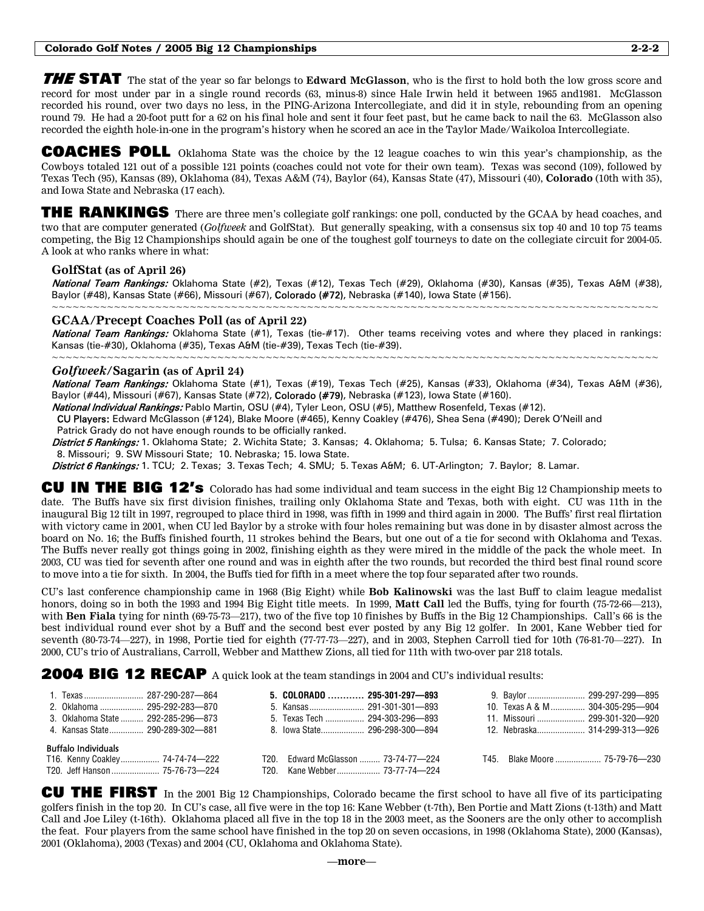## *THE* STAT

The stat of the year so far belongs to **Edward McGlasson**, who is the first to hold both the low gross score and record for most under par in a single round records (63, minus-8) since Hale Irwin held it between 1965 and1981. McGlasson recorded his round, over two days no less, in the PING-Arizona Intercollegiate, and did it in style, rebounding from an opening round 79. He had a 20-foot putt for a 62 on his final hole and sent it four feet past, but he came back to nail the 63. McGlasson also recorded the eighth hole-in-one in the program's history when he scored an ace in the Taylor Made/Waikoloa Intercollegiate.

## COACHES POLL

Oklahoma State was the choice by the 12 league coaches to win this year's championship, as the Cowboys totaled 121 out of a possible 121 points (coaches could not vote for their own team). Texas was second (109), followed by Texas Tech (95), Kansas (89), Oklahoma (84), Texas A&M (74), Baylor (64), Kansas State (47), Missouri (40), **Colorado** (10th with 35), and Iowa State and Nebraska (17 each).

## THE RANKINGS

There are three men's collegiate golf rankings: one poll, conducted by the GCAA by head coaches, and two that are computer generated (*Golfweek* and GolfStat). But generally speaking, with a consensus six top 40 and 10 top 75 teams competing, the Big 12 Championships should again be one of the toughest golf tourneys to date on the collegiate circuit for 2004-05. A look at who ranks where in what:

### GolfStat (as of April 26)

*National Team Rankings:* Oklahoma State (#2), Texas (#12), Texas Tech (#29), Oklahoma (#30), Kansas (#35), Texas A&M (#38), Baylor (#48), Kansas State (#66), Missouri (#67), **Colorado (#72)**, Nebraska (#140), Iowa State (#156).

### GCAA/Precept Coaches Poll (as of April 22)

*National Team Rankings:* Oklahoma State (#1), Texas (tie-#17). Other teams receiving votes and where they placed in rankings: Kansas (tie-#30), Oklahoma (#35), Texas A&M (tie-#39), Texas Tech (tie-#39).

### *Golfweek*/Sagarin (as of April 24)

*National Team Rankings:* Oklahoma State (#1), Texas (#19), Texas Tech (#25), Kansas (#33), Oklahoma (#34), Texas A&M (#36), Baylor (#44), Missouri (#67), Kansas State (#72), **Colorado (#79)**, Nebraska (#123), Iowa State (#160).

*National Individual Rankings:* Pablo Martin, OSU (#4), Tyler Leon, OSU (#5), Matthew Rosenfeld, Texas (#12).

**CU Players:** Edward McGlasson (#124), Blake Moore (#465), Kenny Coakley (#476), Shea Sena (#490); Derek O'Neill and Patrick Grady do not have enough rounds to be officially ranked.

*District 5 Rankings:* 1. Oklahoma State; 2. Wichita State; 3. Kansas; 4. Oklahoma; 5. Tulsa; 6. Kansas State; 7. Colorado; 8. Missouri; 9. SW Missouri State; 10. Nebraska; 15. Iowa State.

*District 6 Rankings:* 1. TCU; 2. Texas; 3. Texas Tech; 4. SMU; 5. Texas A&M; 6. UT-Arlington; 7. Baylor; 8. Lamar.

## CU IN THE BIG 12's

Colorado has had some individual and team success in the eight Big 12 Championship meets to date. The Buffs have six first division finishes, trailing only Oklahoma State and Texas, both with eight. CU was 11th in the inaugural Big 12 tilt in 1997, regrouped to place third in 1998, was fifth in 1999 and third again in 2000. The Buffs' first real flirtation with victory came in 2001, when CU led Baylor by a stroke with four holes remaining but was done in by disaster almost across the board on No. 16; the Buffs finished fourth, 11 strokes behind the Bears, but one out of a tie for second with Oklahoma and Texas. The Buffs never really got things going in 2002, finishing eighth as they were mired in the middle of the pack the whole meet. In 2003, CU was tied for seventh after one round and was in eighth after the two rounds, but recorded the third best final round score to move into a tie for sixth. In 2004, the Buffs tied for fifth in a meet where the top four separated after two rounds.

CU's last conference championship came in 1968 (Big Eight) while **Bob Kalinowski** was the last Buff to claim league medalist honors, doing so in both the 1993 and 1994 Big Eight title meets. In 1999, **Matt Call** led the Buffs, tying for fourth (75-72-66—213), with **Ben Fiala** tying for ninth (69-75-73—217), two of the five top 10 finishes by Buffs in the Big 12 Championships. Call's 66 is the best individual round ever shot by a Buff and the second best ever posted by any Big 12 golfer. In 2001, Kane Webber tied for seventh (80-73-74—227), in 1998, Portie tied for eighth (77-77-73—227), and in 2003, Stephen Carroll tied for 10th (76-81-70—227). In 2000, CU's trio of Australians, Carroll, Webber and Matthew Zions, all tied for 11th with two-over par 218 totals.

## 2004 BIG 12 RECAP

A quick look at the team standings in 2004 and CU's individual results:

| | | | | | |
|---|---|---|---|---|---|
| 1. Texas | 287-290-287—864 | **5. COLORADO** | **295-301-297—893** | 9. Baylor | 299-297-299—895 |
| 2. Oklahoma | 295-292-283—870 | 5. Kansas | 291-301-301—893 | 10. Texas A & M | 304-305-295—904 |
| 3. Oklahoma State | 292-285-296—873 | 5. Texas Tech | 294-303-296—893 | 11. Missouri | 299-301-320—920 |
| 4. Kansas State | 290-289-302—881 | 8. Iowa State | 296-298-300—894 | 12. Nebraska | 314-299-313—926 |

**Buffalo Individuals**

| | | | | | |
|---|---|---|---|---|---|
| T16. Kenny Coakley | 74-74-74—222 | T20. Edward McGlasson | 73-74-77—224 | T45. Blake Moore | 75-79-76—230 |
| T20. Jeff Hanson | 75-76-73—224 | T20. Kane Webber | 73-77-74—224 | | |

## CU THE FIRST

In the 2001 Big 12 Championships, Colorado became the first school to have all five of its participating golfers finish in the top 20. In CU's case, all five were in the top 16: Kane Webber (t-7th), Ben Portie and Matt Zions (t-13th) and Matt Call and Joe Liley (t-16th). Oklahoma placed all five in the top 18 in the 2003 meet, as the Sooners are the only other to accomplish the feat. Four players from the same school have finished in the top 20 on seven occasions, in 1998 (Oklahoma State), 2000 (Kansas), 2001 (Oklahoma), 2003 (Texas) and 2004 (CU, Oklahoma and Oklahoma State).

—more—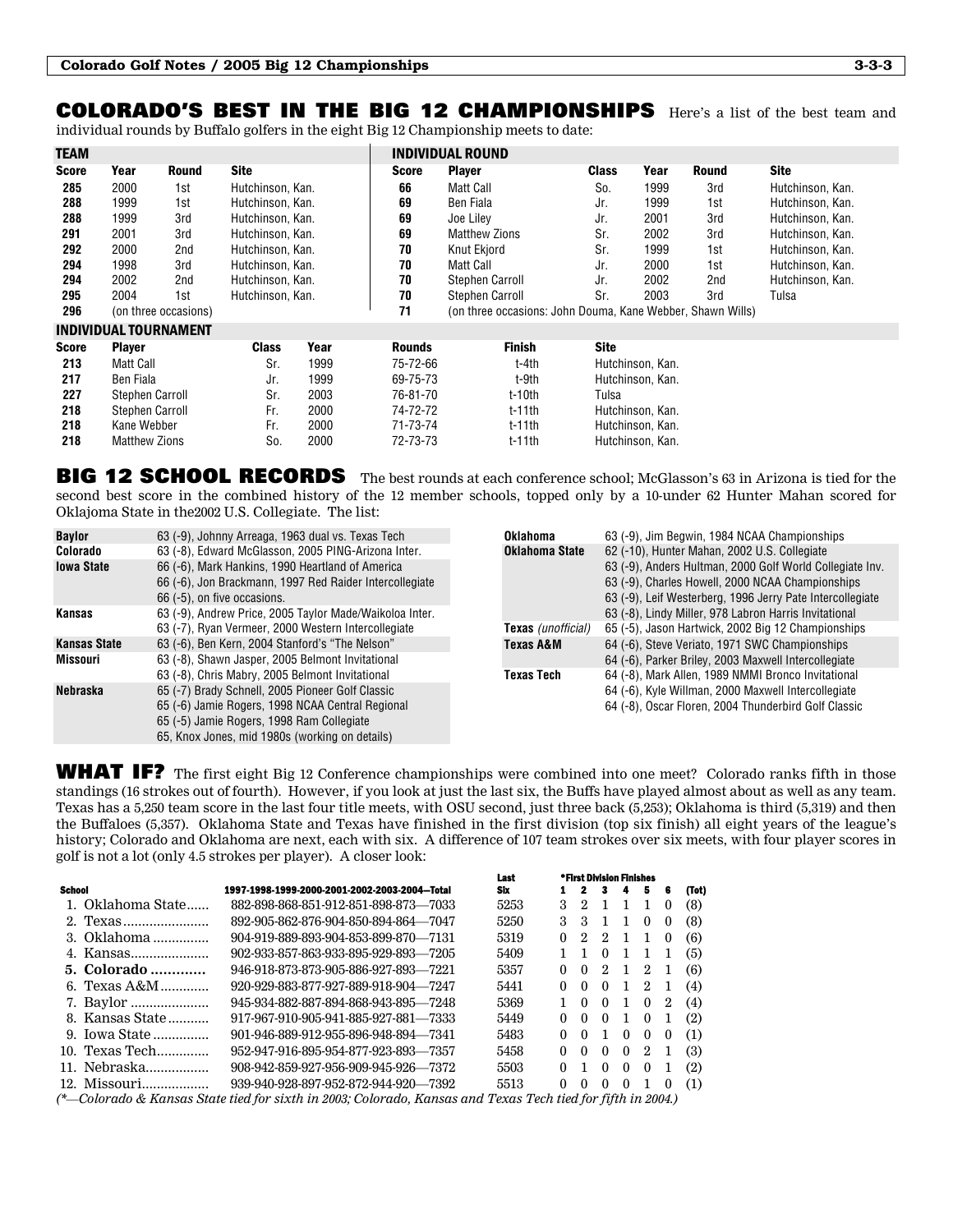## COLORADO'S BEST IN THE BIG 12 CHAMPIONSHIPS

Here's a list of the best team and individual rounds by Buffalo golfers in the eight Big 12 Championship meets to date:

**TEAM**

| Score | Year | Round | Site |
|---|---|---|---|
| 285 | 2000 | 1st | Hutchinson, Kan. |
| 288 | 1999 | 1st | Hutchinson, Kan. |
| 288 | 1999 | 3rd | Hutchinson, Kan. |
| 291 | 2001 | 3rd | Hutchinson, Kan. |
| 292 | 2000 | 2nd | Hutchinson, Kan. |
| 294 | 1998 | 3rd | Hutchinson, Kan. |
| 294 | 2002 | 2nd | Hutchinson, Kan. |
| 295 | 2004 | 1st | Hutchinson, Kan. |
| 296 | (on three occasions) | | |

**INDIVIDUAL ROUND**

| Score | Player | Class | Year | Round | Site |
|---|---|---|---|---|---|
| 66 | Matt Call | So. | 1999 | 3rd | Hutchinson, Kan. |
| 69 | Ben Fiala | Jr. | 1999 | 1st | Hutchinson, Kan. |
| 69 | Joe Liley | Jr. | 2001 | 3rd | Hutchinson, Kan. |
| 69 | Matthew Zions | Sr. | 2002 | 3rd | Hutchinson, Kan. |
| 70 | Knut Ekjord | Sr. | 1999 | 1st | Hutchinson, Kan. |
| 70 | Matt Call | Jr. | 2000 | 1st | Hutchinson, Kan. |
| 70 | Stephen Carroll | Jr. | 2002 | 2nd | Hutchinson, Kan. |
| 70 | Stephen Carroll | Sr. | 2003 | 3rd | Tulsa |
| 71 | (on three occasions: John Douma, Kane Webber, Shawn Wills) | | | | |

**INDIVIDUAL TOURNAMENT**

| Score | Player | Class | Year | Rounds | Finish | Site |
|---|---|---|---|---|---|---|
| 213 | Matt Call | Sr. | 1999 | 75-72-66 | t-4th | Hutchinson, Kan. |
| 217 | Ben Fiala | Jr. | 1999 | 69-75-73 | t-9th | Hutchinson, Kan. |
| 227 | Stephen Carroll | Sr. | 2003 | 76-81-70 | t-10th | Tulsa |
| 218 | Stephen Carroll | Fr. | 2000 | 74-72-72 | t-11th | Hutchinson, Kan. |
| 218 | Kane Webber | Fr. | 2000 | 71-73-74 | t-11th | Hutchinson, Kan. |
| 218 | Matthew Zions | So. | 2000 | 72-73-73 | t-11th | Hutchinson, Kan. |

## BIG 12 SCHOOL RECORDS

The best rounds at each conference school; McGlasson's 63 in Arizona is tied for the second best score in the combined history of the 12 member schools, topped only by a 10-under 62 Hunter Mahan scored for Oklajoma State in the2002 U.S. Collegiate. The list:

| School | Record |
|---|---|
| **Baylor** | 63 (-9), Johnny Arreaga, 1963 dual vs. Texas Tech |
| **Colorado** | 63 (-8), Edward McGlasson, 2005 PING-Arizona Inter. |
| **Iowa State** | 66 (-6), Mark Hankins, 1990 Heartland of America |
| | 66 (-6), Jon Brackmann, 1997 Red Raider Intercollegiate |
| | 66 (-5), on five occasions. |
| **Kansas** | 63 (-9), Andrew Price, 2005 Taylor Made/Waikoloa Inter. |
| | 63 (-7), Ryan Vermeer, 2000 Western Intercollegiate |
| **Kansas State** | 63 (-6), Ben Kern, 2004 Stanford's "The Nelson" |
| **Missouri** | 63 (-8), Shawn Jasper, 2005 Belmont Invitational |
| | 63 (-8), Chris Mabry, 2005 Belmont Invitational |
| **Nebraska** | 65 (-7) Brady Schnell, 2005 Pioneer Golf Classic |
| | 65 (-6) Jamie Rogers, 1998 NCAA Central Regional |
| | 65 (-5) Jamie Rogers, 1998 Ram Collegiate |
| | 65, Knox Jones, mid 1980s (working on details) |
| **Oklahoma** | 63 (-9), Jim Begwin, 1984 NCAA Championships |
| **Oklahoma State** | 62 (-10), Hunter Mahan, 2002 U.S. Collegiate |
| | 63 (-9), Anders Hultman, 2000 Golf World Collegiate Inv. |
| | 63 (-9), Charles Howell, 2000 NCAA Championships |
| | 63 (-9), Leif Westerberg, 1996 Jerry Pate Intercollegiate |
| | 63 (-8), Lindy Miller, 978 Labron Harris Invitational |
| **Texas** *(unofficial)* | 65 (-5), Jason Hartwick, 2002 Big 12 Championships |
| **Texas A&M** | 64 (-6), Steve Veriato, 1971 SWC Championships |
| | 64 (-6), Parker Briley, 2003 Maxwell Intercollegiate |
| **Texas Tech** | 64 (-8), Mark Allen, 1989 NMMI Bronco Invitational |
| | 64 (-6), Kyle Willman, 2000 Maxwell Intercollegiate |
| | 64 (-8), Oscar Floren, 2004 Thunderbird Golf Classic |

## WHAT IF?

The first eight Big 12 Conference championships were combined into one meet? Colorado ranks fifth in those standings (16 strokes out of fourth). However, if you look at just the last six, the Buffs have played almost about as well as any team. Texas has a 5,250 team score in the last four title meets, with OSU second, just three back (5,253); Oklahoma is third (5,319) and then the Buffaloes (5,357). Oklahoma State and Texas have finished in the first division (top six finish) all eight years of the league's history; Colorado and Oklahoma are next, each with six. A difference of 107 team strokes over six meets, with four player scores in golf is not a lot (only 4.5 strokes per player). A closer look:

| School | 1997-1998-1999-2000-2001-2002-2003-2004—Total | Last Six | *First Division Finishes 1 | 2 | 3 | 4 | 5 | 6 | (Tot) |
|---|---|---|---|---|---|---|---|---|---|
| 1. Oklahoma State | 882-898-868-851-912-851-898-873—7033 | 5253 | 3 | 2 | 1 | 1 | 1 | 0 | (8) |
| 2. Texas | 892-905-862-876-904-850-894-864—7047 | 5250 | 3 | 3 | 1 | 1 | 0 | 0 | (8) |
| 3. Oklahoma | 904-919-889-893-904-853-899-870—7131 | 5319 | 0 | 2 | 2 | 1 | 1 | 0 | (6) |
| 4. Kansas | 902-933-857-863-933-895-929-893—7205 | 5409 | 1 | 1 | 0 | 1 | 1 | 1 | (5) |
| **5. Colorado** | 946-918-873-873-905-886-927-893—7221 | 5357 | 0 | 0 | 2 | 1 | 2 | 1 | (6) |
| 6. Texas A&M | 920-929-883-877-927-889-918-904—7247 | 5441 | 0 | 0 | 0 | 1 | 2 | 1 | (4) |
| 7. Baylor | 945-934-882-887-894-868-943-895—7248 | 5369 | 1 | 0 | 0 | 1 | 0 | 2 | (4) |
| 8. Kansas State | 917-967-910-905-941-885-927-881—7333 | 5449 | 0 | 0 | 0 | 1 | 0 | 1 | (2) |
| 9. Iowa State | 901-946-889-912-955-896-948-894—7341 | 5483 | 0 | 0 | 1 | 0 | 0 | 0 | (1) |
| 10. Texas Tech | 952-947-916-895-954-877-923-893—7357 | 5458 | 0 | 0 | 0 | 0 | 2 | 1 | (3) |
| 11. Nebraska | 908-942-859-927-956-909-945-926—7372 | 5503 | 0 | 1 | 0 | 0 | 0 | 1 | (2) |
| 12. Missouri | 939-940-928-897-952-872-944-920—7392 | 5513 | 0 | 0 | 0 | 0 | 1 | 0 | (1) |

*(\*—Colorado & Kansas State tied for sixth in 2003; Colorado, Kansas and Texas Tech tied for fifth in 2004.)*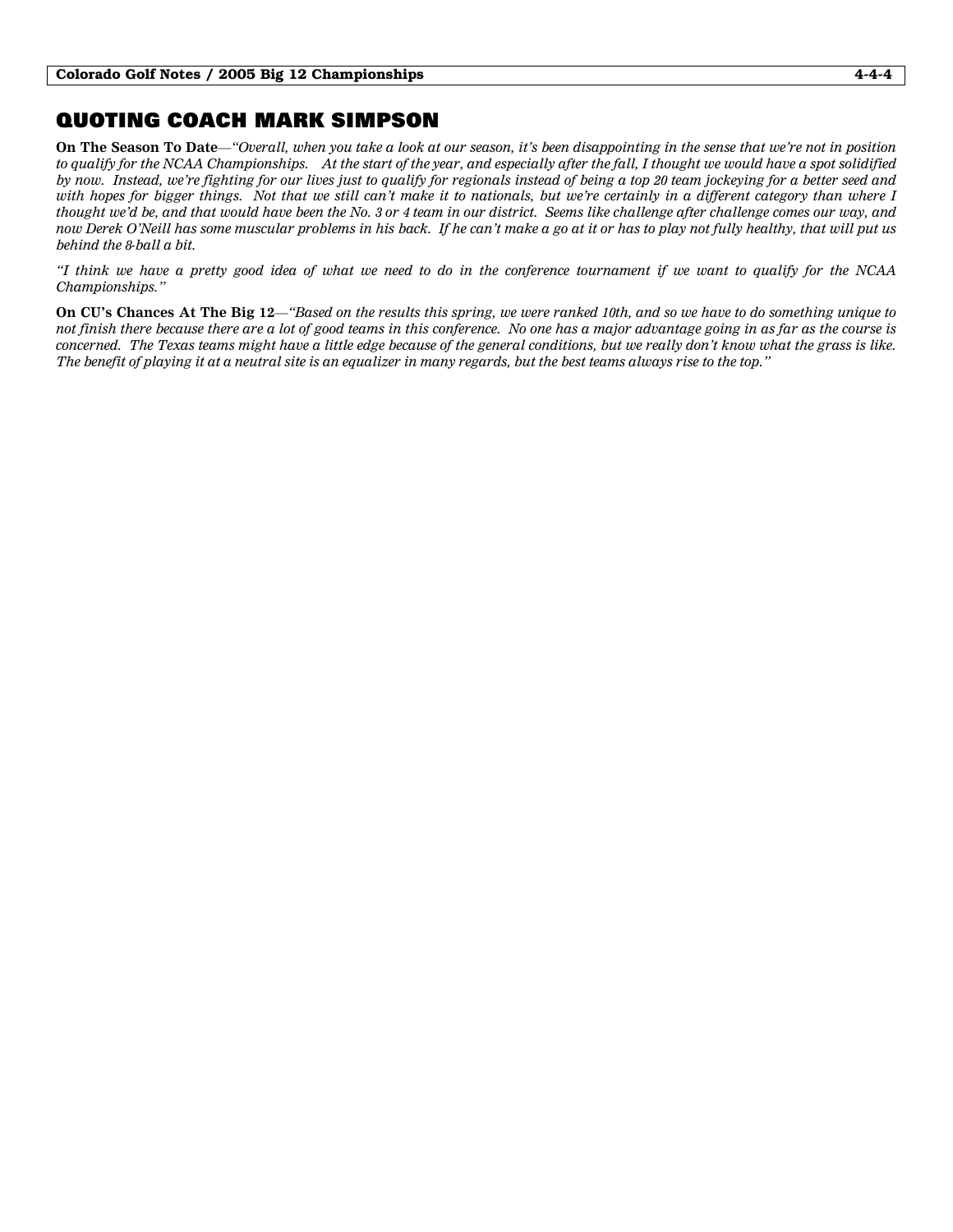## QUOTING COACH MARK SIMPSON

**On The Season To Date**—*"Overall, when you take a look at our season, it's been disappointing in the sense that we're not in position to qualify for the NCAA Championships. At the start of the year, and especially after the fall, I thought we would have a spot solidified by now. Instead, we're fighting for our lives just to qualify for regionals instead of being a top 20 team jockeying for a better seed and with hopes for bigger things. Not that we still can't make it to nationals, but we're certainly in a different category than where I thought we'd be, and that would have been the No. 3 or 4 team in our district. Seems like challenge after challenge comes our way, and now Derek O'Neill has some muscular problems in his back. If he can't make a go at it or has to play not fully healthy, that will put us behind the 8-ball a bit.*

*"I think we have a pretty good idea of what we need to do in the conference tournament if we want to qualify for the NCAA Championships."*

**On CU's Chances At The Big 12**—*"Based on the results this spring, we were ranked 10th, and so we have to do something unique to not finish there because there are a lot of good teams in this conference. No one has a major advantage going in as far as the course is concerned. The Texas teams might have a little edge because of the general conditions, but we really don't know what the grass is like. The benefit of playing it at a neutral site is an equalizer in many regards, but the best teams always rise to the top."*